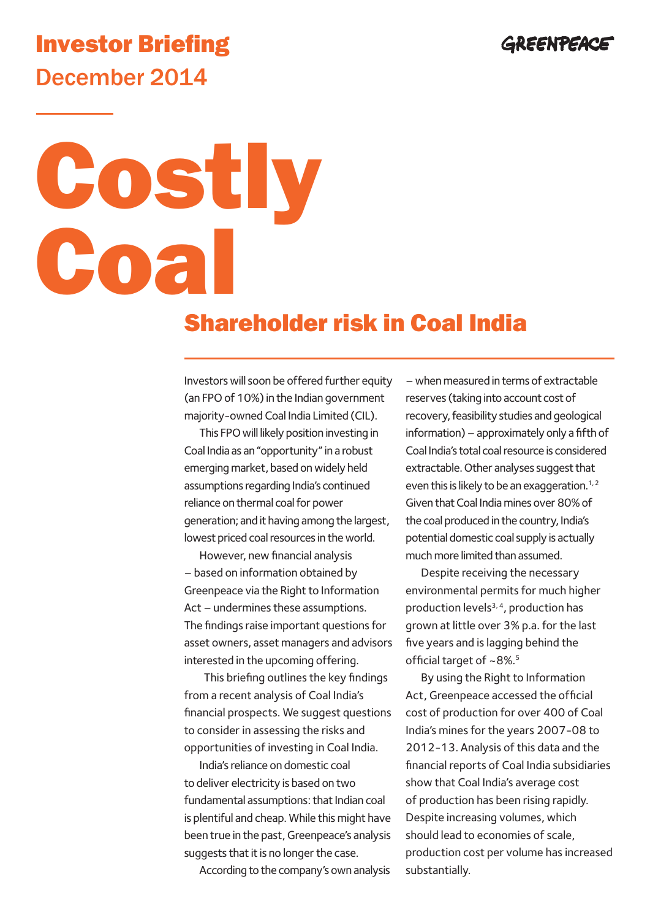Investor Briefing
December 2014

GREENPEACE

# Costly Coal

## Shareholder risk in Coal India

Investors will soon be offered further equity (an FPO of 10%) in the Indian government majority-owned Coal India Limited (CIL).

This FPO will likely position investing in Coal India as an "opportunity" in a robust emerging market, based on widely held assumptions regarding India's continued reliance on thermal coal for power generation; and it having among the largest, lowest priced coal resources in the world.

However, new financial analysis – based on information obtained by Greenpeace via the Right to Information Act – undermines these assumptions. The findings raise important questions for asset owners, asset managers and advisors interested in the upcoming offering.

This briefing outlines the key findings from a recent analysis of Coal India's financial prospects. We suggest questions to consider in assessing the risks and opportunities of investing in Coal India.

India's reliance on domestic coal to deliver electricity is based on two fundamental assumptions: that Indian coal is plentiful and cheap. While this might have been true in the past, Greenpeace's analysis suggests that it is no longer the case.

According to the company's own analysis – when measured in terms of extractable reserves (taking into account cost of recovery, feasibility studies and geological information) – approximately only a fifth of Coal India's total coal resource is considered extractable. Other analyses suggest that even this is likely to be an exaggeration.[1,2] Given that Coal India mines over 80% of the coal produced in the country, India's potential domestic coal supply is actually much more limited than assumed.

Despite receiving the necessary environmental permits for much higher production levels[3,4], production has grown at little over 3% p.a. for the last five years and is lagging behind the official target of ~8%.[5]

By using the Right to Information Act, Greenpeace accessed the official cost of production for over 400 of Coal India's mines for the years 2007-08 to 2012-13. Analysis of this data and the financial reports of Coal India subsidiaries show that Coal India's average cost of production has been rising rapidly. Despite increasing volumes, which should lead to economies of scale, production cost per volume has increased substantially.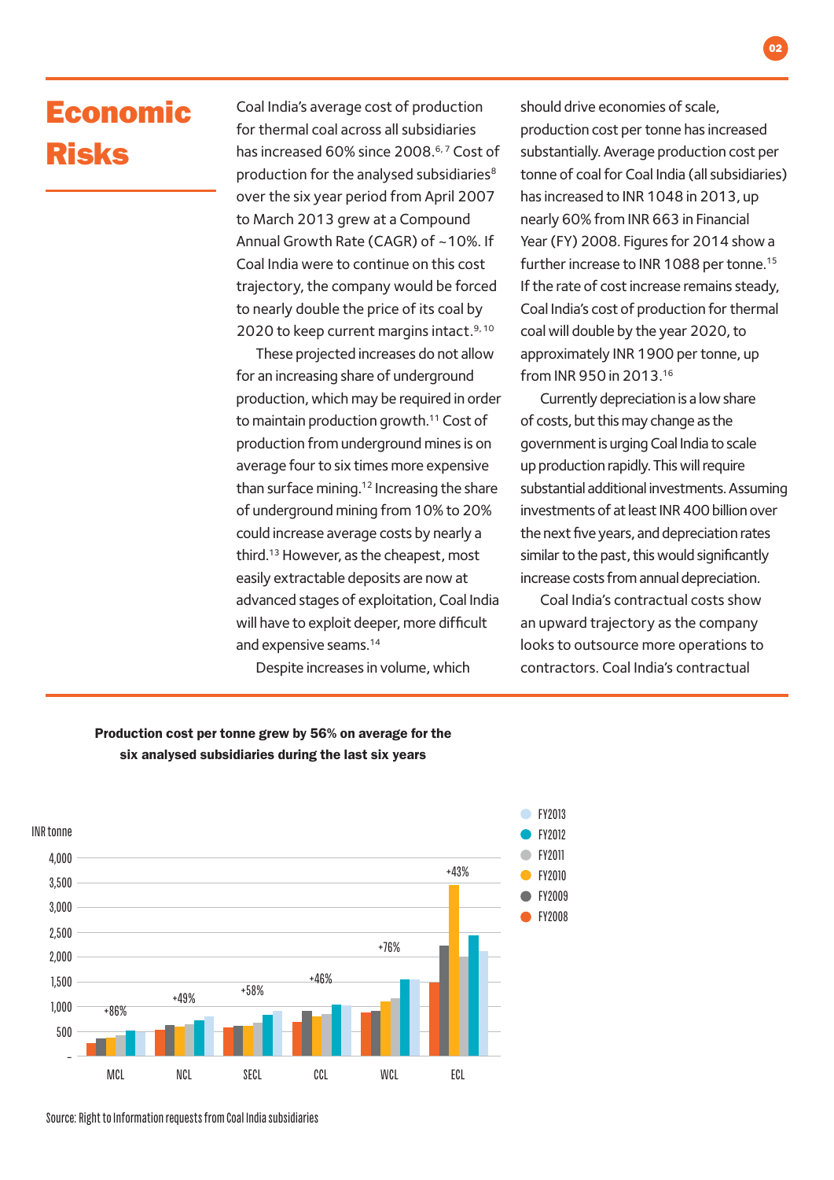# Economic Risks

Coal India's average cost of production for thermal coal across all subsidiaries has increased 60% since 2008.[6,7] Cost of production for the analysed subsidiaries[8] over the six year period from April 2007 to March 2013 grew at a Compound Annual Growth Rate (CAGR) of ~10%. If Coal India were to continue on this cost trajectory, the company would be forced to nearly double the price of its coal by 2020 to keep current margins intact.[9,10]

These projected increases do not allow for an increasing share of underground production, which may be required in order to maintain production growth.[11] Cost of production from underground mines is on average four to six times more expensive than surface mining.[12] Increasing the share of underground mining from 10% to 20% could increase average costs by nearly a third.[13] However, as the cheapest, most easily extractable deposits are now at advanced stages of exploitation, Coal India will have to exploit deeper, more difficult and expensive seams.[14]

Despite increases in volume, which should drive economies of scale, production cost per tonne has increased substantially. Average production cost per tonne of coal for Coal India (all subsidiaries) has increased to INR 1048 in 2013, up nearly 60% from INR 663 in Financial Year (FY) 2008. Figures for 2014 show a further increase to INR 1088 per tonne.[15] If the rate of cost increase remains steady, Coal India's cost of production for thermal coal will double by the year 2020, to approximately INR 1900 per tonne, up from INR 950 in 2013.[16]

Currently depreciation is a low share of costs, but this may change as the government is urging Coal India to scale up production rapidly. This will require substantial additional investments. Assuming investments of at least INR 400 billion over the next five years, and depreciation rates similar to the past, this would significantly increase costs from annual depreciation.

Coal India's contractual costs show an upward trajectory as the company looks to outsource more operations to contractors. Coal India's contractual

**Production cost per tonne grew by 56% on average for the six analysed subsidiaries during the last six years**

INR tonne; series: FY2008, FY2009, FY2010, FY2011, FY2012, FY2013

| Subsidiary | Growth FY2008–FY2013 |
|---|---|
| MCL | +86% |
| NCL | +49% |
| SECL | +58% |
| CCL | +46% |
| WCL | +76% |
| ECL | +43% |

Source: Right to Information requests from Coal India subsidiaries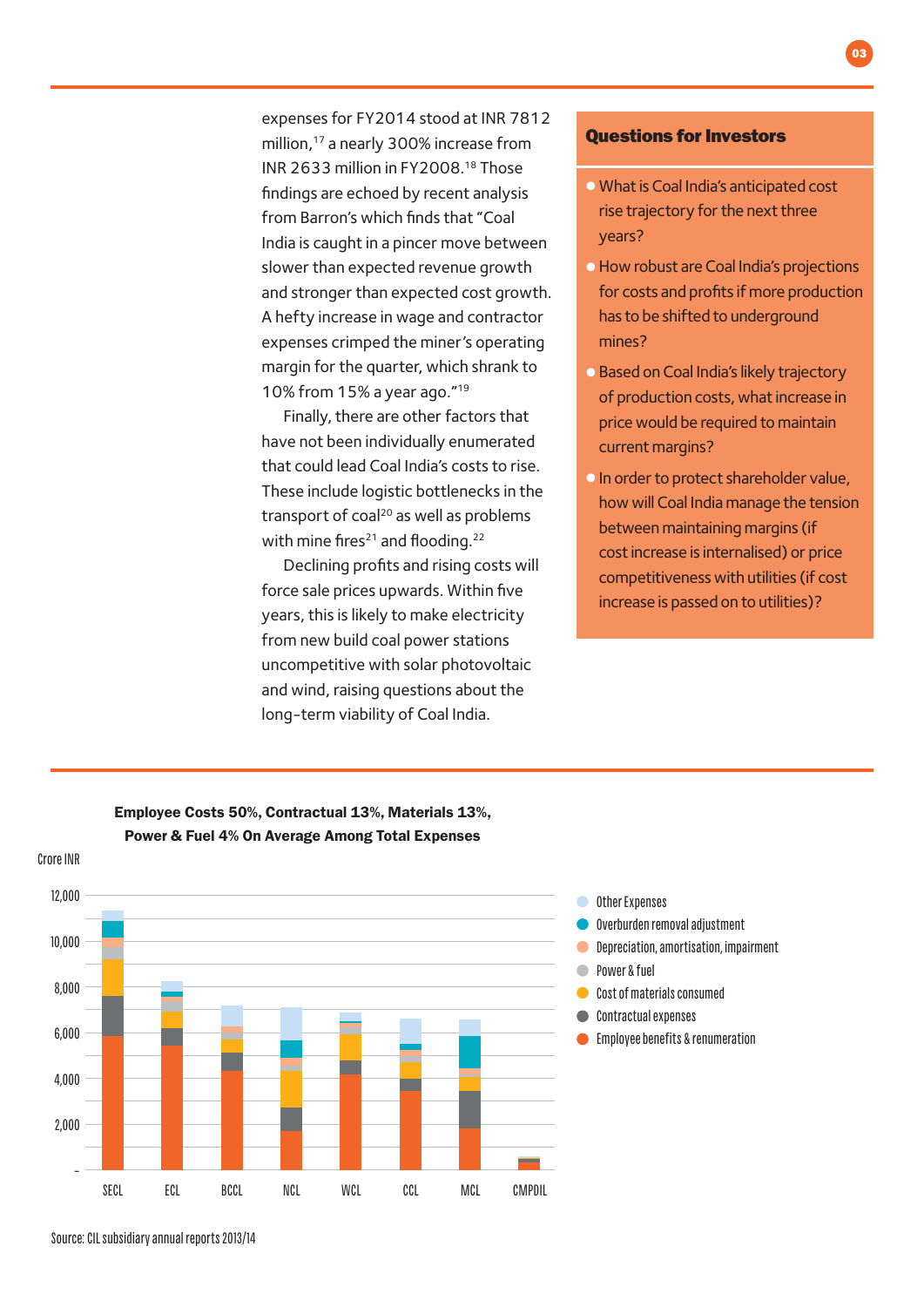expenses for FY2014 stood at INR 7812 million,[17] a nearly 300% increase from INR 2633 million in FY2008.[18] Those findings are echoed by recent analysis from Barron's which finds that "Coal India is caught in a pincer move between slower than expected revenue growth and stronger than expected cost growth. A hefty increase in wage and contractor expenses crimped the miner's operating margin for the quarter, which shrank to 10% from 15% a year ago."[19]

Finally, there are other factors that have not been individually enumerated that could lead Coal India's costs to rise. These include logistic bottlenecks in the transport of coal[20] as well as problems with mine fires[21] and flooding.[22]

Declining profits and rising costs will force sale prices upwards. Within five years, this is likely to make electricity from new build coal power stations uncompetitive with solar photovoltaic and wind, raising questions about the long-term viability of Coal India.

## Questions for Investors

- What is Coal India's anticipated cost rise trajectory for the next three years?
- How robust are Coal India's projections for costs and profits if more production has to be shifted to underground mines?
- Based on Coal India's likely trajectory of production costs, what increase in price would be required to maintain current margins?
- In order to protect shareholder value, how will Coal India manage the tension between maintaining margins (if cost increase is internalised) or price competitiveness with utilities (if cost increase is passed on to utilities)?

**Employee Costs 50%, Contractual 13%, Materials 13%, Power & Fuel 4% On Average Among Total Expenses**

Crore INR

Legend: Other Expenses; Overburden removal adjustment; Depreciation, amortisation, impairment; Power & fuel; Cost of materials consumed; Contractual expenses; Employee benefits & renumeration

Subsidiaries: SECL, ECL, BCCL, NCL, WCL, CCL, MCL, CMPDIL (y-axis: –, 2,000, 4,000, 6,000, 8,000, 10,000, 12,000)

Source: CIL subsidiary annual reports 2013/14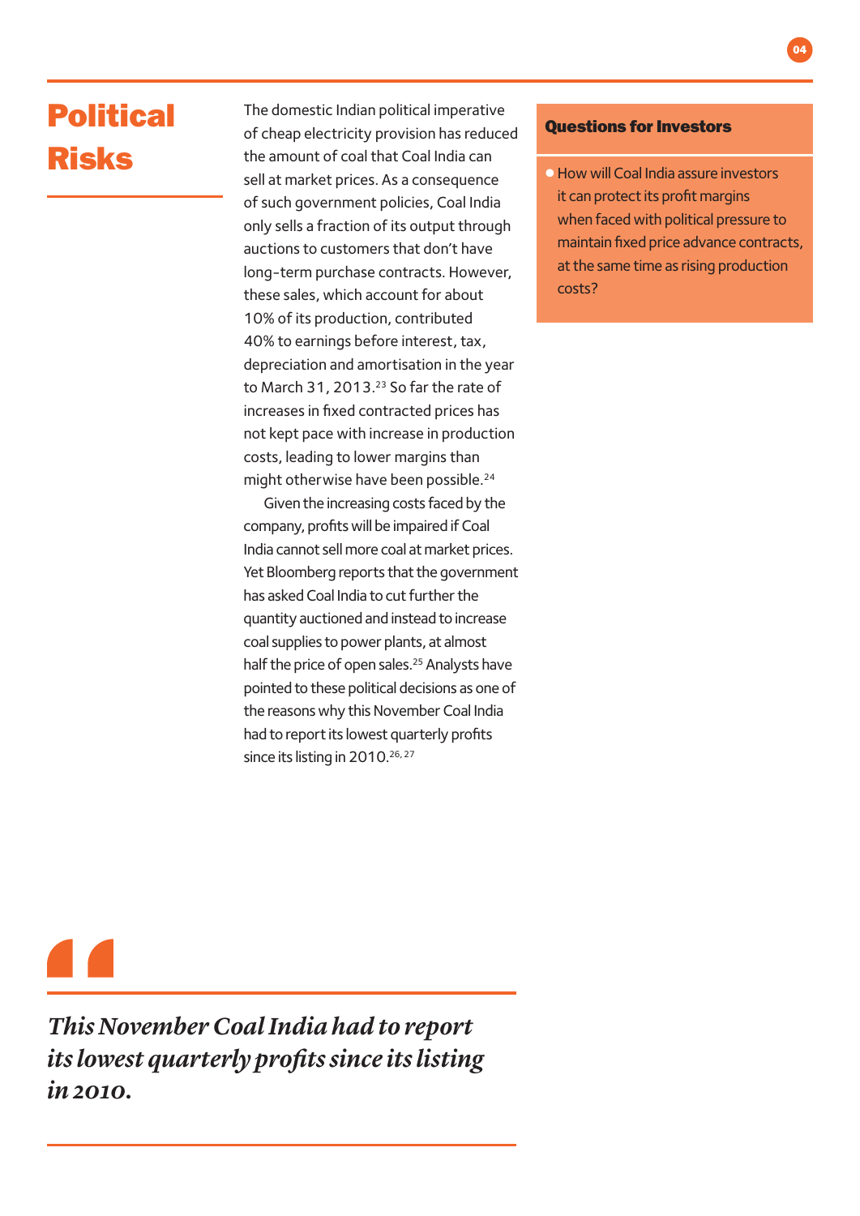# Political Risks

The domestic Indian political imperative of cheap electricity provision has reduced the amount of coal that Coal India can sell at market prices. As a consequence of such government policies, Coal India only sells a fraction of its output through auctions to customers that don't have long-term purchase contracts. However, these sales, which account for about 10% of its production, contributed 40% to earnings before interest, tax, depreciation and amortisation in the year to March 31, 2013.[23] So far the rate of increases in fixed contracted prices has not kept pace with increase in production costs, leading to lower margins than might otherwise have been possible.[24]

Given the increasing costs faced by the company, profits will be impaired if Coal India cannot sell more coal at market prices. Yet Bloomberg reports that the government has asked Coal India to cut further the quantity auctioned and instead to increase coal supplies to power plants, at almost half the price of open sales.[25] Analysts have pointed to these political decisions as one of the reasons why this November Coal India had to report its lowest quarterly profits since its listing in 2010.[26, 27]

> *This November Coal India had to report its lowest quarterly profits since its listing in 2010.*

### Questions for Investors

- How will Coal India assure investors it can protect its profit margins when faced with political pressure to maintain fixed price advance contracts, at the same time as rising production costs?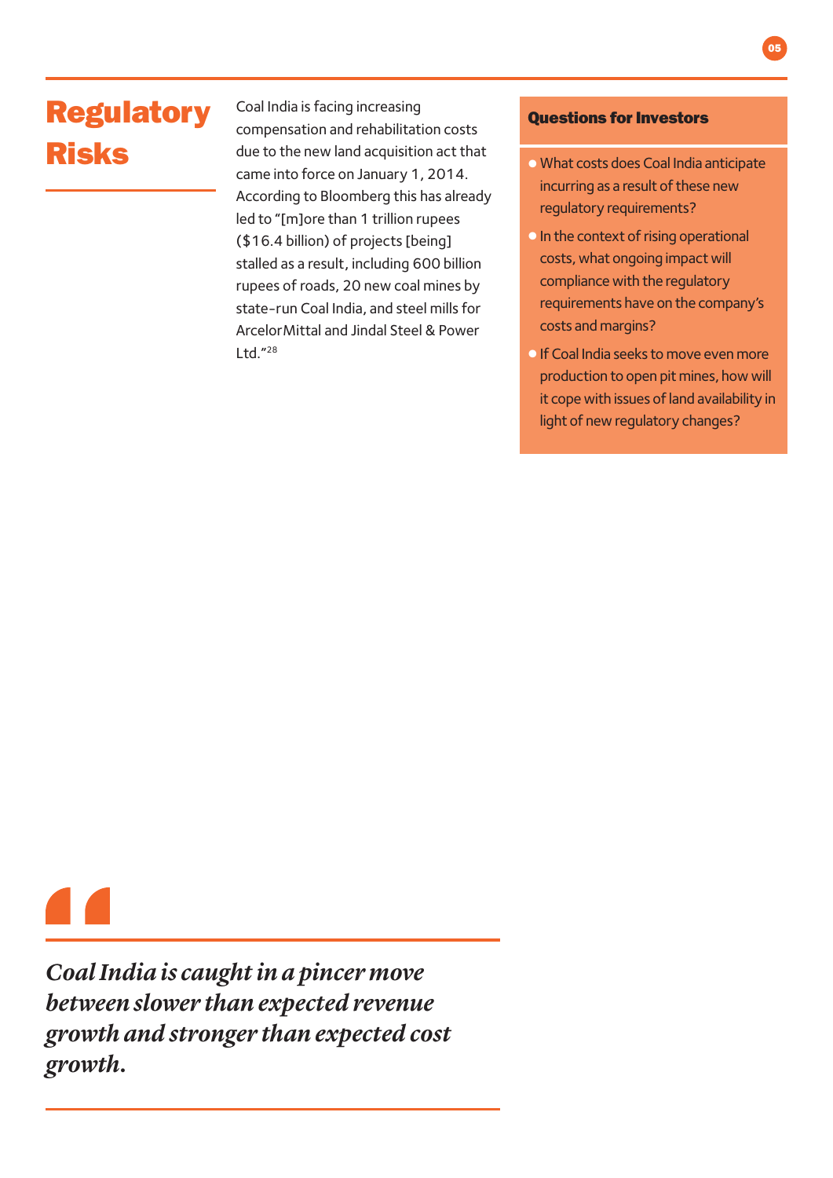# Regulatory Risks

Coal India is facing increasing compensation and rehabilitation costs due to the new land acquisition act that came into force on January 1, 2014. According to Bloomberg this has already led to "[m]ore than 1 trillion rupees ($16.4 billion) of projects [being] stalled as a result, including 600 billion rupees of roads, 20 new coal mines by state-run Coal India, and steel mills for ArcelorMittal and Jindal Steel & Power Ltd."[28]

### Questions for Investors

- What costs does Coal India anticipate incurring as a result of these new regulatory requirements?
- In the context of rising operational costs, what ongoing impact will compliance with the regulatory requirements have on the company's costs and margins?
- If Coal India seeks to move even more production to open pit mines, how will it cope with issues of land availability in light of new regulatory changes?

> ***Coal India is caught in a pincer move between slower than expected revenue growth and stronger than expected cost growth.***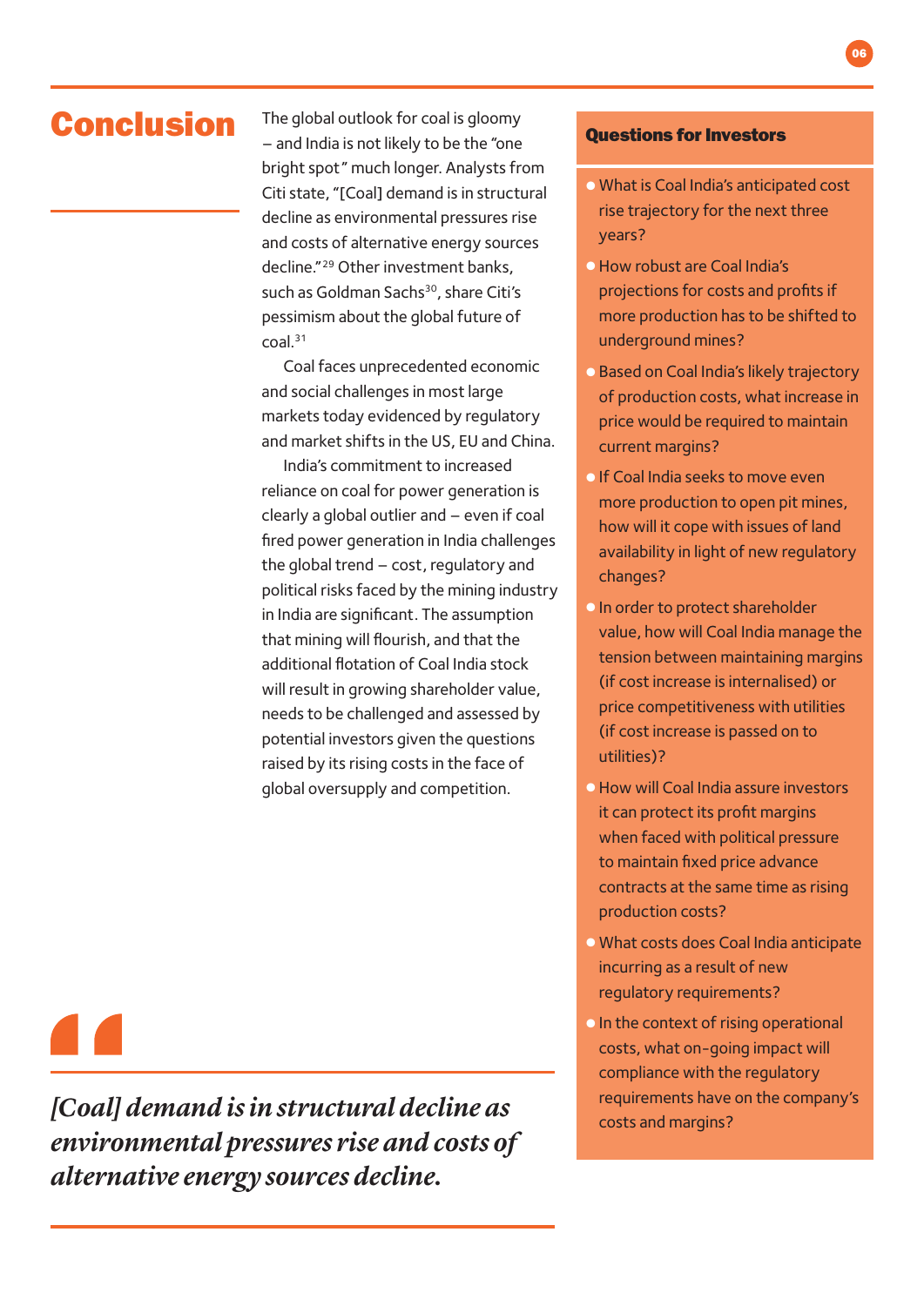# Conclusion

The global outlook for coal is gloomy – and India is not likely to be the "one bright spot" much longer. Analysts from Citi state, "[Coal] demand is in structural decline as environmental pressures rise and costs of alternative energy sources decline."[29] Other investment banks, such as Goldman Sachs[30], share Citi's pessimism about the global future of coal.[31]

Coal faces unprecedented economic and social challenges in most large markets today evidenced by regulatory and market shifts in the US, EU and China.

India's commitment to increased reliance on coal for power generation is clearly a global outlier and – even if coal fired power generation in India challenges the global trend – cost, regulatory and political risks faced by the mining industry in India are significant. The assumption that mining will flourish, and that the additional flotation of Coal India stock will result in growing shareholder value, needs to be challenged and assessed by potential investors given the questions raised by its rising costs in the face of global oversupply and competition.

> *[Coal] demand is in structural decline as environmental pressures rise and costs of alternative energy sources decline.*

## Questions for Investors

- What is Coal India's anticipated cost rise trajectory for the next three years?
- How robust are Coal India's projections for costs and profits if more production has to be shifted to underground mines?
- Based on Coal India's likely trajectory of production costs, what increase in price would be required to maintain current margins?
- If Coal India seeks to move even more production to open pit mines, how will it cope with issues of land availability in light of new regulatory changes?
- In order to protect shareholder value, how will Coal India manage the tension between maintaining margins (if cost increase is internalised) or price competitiveness with utilities (if cost increase is passed on to utilities)?
- How will Coal India assure investors it can protect its profit margins when faced with political pressure to maintain fixed price advance contracts at the same time as rising production costs?
- What costs does Coal India anticipate incurring as a result of new regulatory requirements?
- In the context of rising operational costs, what on-going impact will compliance with the regulatory requirements have on the company's costs and margins?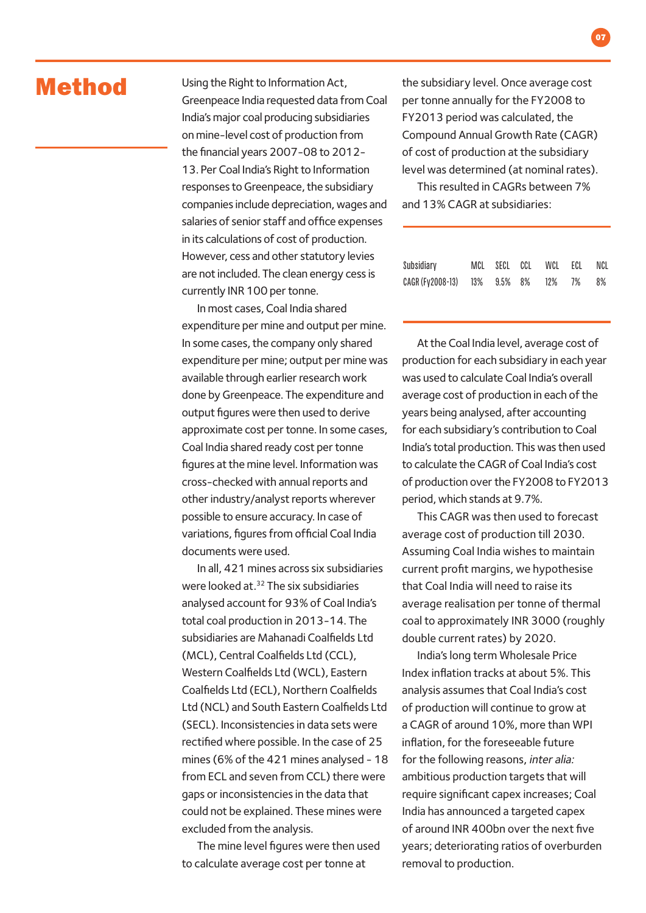# Method

Using the Right to Information Act, Greenpeace India requested data from Coal India's major coal producing subsidiaries on mine-level cost of production from the financial years 2007-08 to 2012-13. Per Coal India's Right to Information responses to Greenpeace, the subsidiary companies include depreciation, wages and salaries of senior staff and office expenses in its calculations of cost of production. However, cess and other statutory levies are not included. The clean energy cess is currently INR 100 per tonne.

In most cases, Coal India shared expenditure per mine and output per mine. In some cases, the company only shared expenditure per mine; output per mine was available through earlier research work done by Greenpeace. The expenditure and output figures were then used to derive approximate cost per tonne. In some cases, Coal India shared ready cost per tonne figures at the mine level. Information was cross-checked with annual reports and other industry/analyst reports wherever possible to ensure accuracy. In case of variations, figures from official Coal India documents were used.

In all, 421 mines across six subsidiaries were looked at.[32] The six subsidiaries analysed account for 93% of Coal India's total coal production in 2013-14. The subsidiaries are Mahanadi Coalfields Ltd (MCL), Central Coalfields Ltd (CCL), Western Coalfields Ltd (WCL), Eastern Coalfields Ltd (ECL), Northern Coalfields Ltd (NCL) and South Eastern Coalfields Ltd (SECL). Inconsistencies in data sets were rectified where possible. In the case of 25 mines (6% of the 421 mines analysed - 18 from ECL and seven from CCL) there were gaps or inconsistencies in the data that could not be explained. These mines were excluded from the analysis.

The mine level figures were then used to calculate average cost per tonne at the subsidiary level. Once average cost per tonne annually for the FY2008 to FY2013 period was calculated, the Compound Annual Growth Rate (CAGR) of cost of production at the subsidiary level was determined (at nominal rates).

This resulted in CAGRs between 7% and 13% CAGR at subsidiaries:

| Subsidiary | MCL | SECL | CCL | WCL | ECL | NCL |
|---|---|---|---|---|---|---|
| CAGR (Fy2008-13) | 13% | 9.5% | 8% | 12% | 7% | 8% |

At the Coal India level, average cost of production for each subsidiary in each year was used to calculate Coal India's overall average cost of production in each of the years being analysed, after accounting for each subsidiary's contribution to Coal India's total production. This was then used to calculate the CAGR of Coal India's cost of production over the FY2008 to FY2013 period, which stands at 9.7%.

This CAGR was then used to forecast average cost of production till 2030. Assuming Coal India wishes to maintain current profit margins, we hypothesise that Coal India will need to raise its average realisation per tonne of thermal coal to approximately INR 3000 (roughly double current rates) by 2020.

India's long term Wholesale Price Index inflation tracks at about 5%. This analysis assumes that Coal India's cost of production will continue to grow at a CAGR of around 10%, more than WPI inflation, for the foreseeable future for the following reasons, *inter alia:* ambitious production targets that will require significant capex increases; Coal India has announced a targeted capex of around INR 400bn over the next five years; deteriorating ratios of overburden removal to production.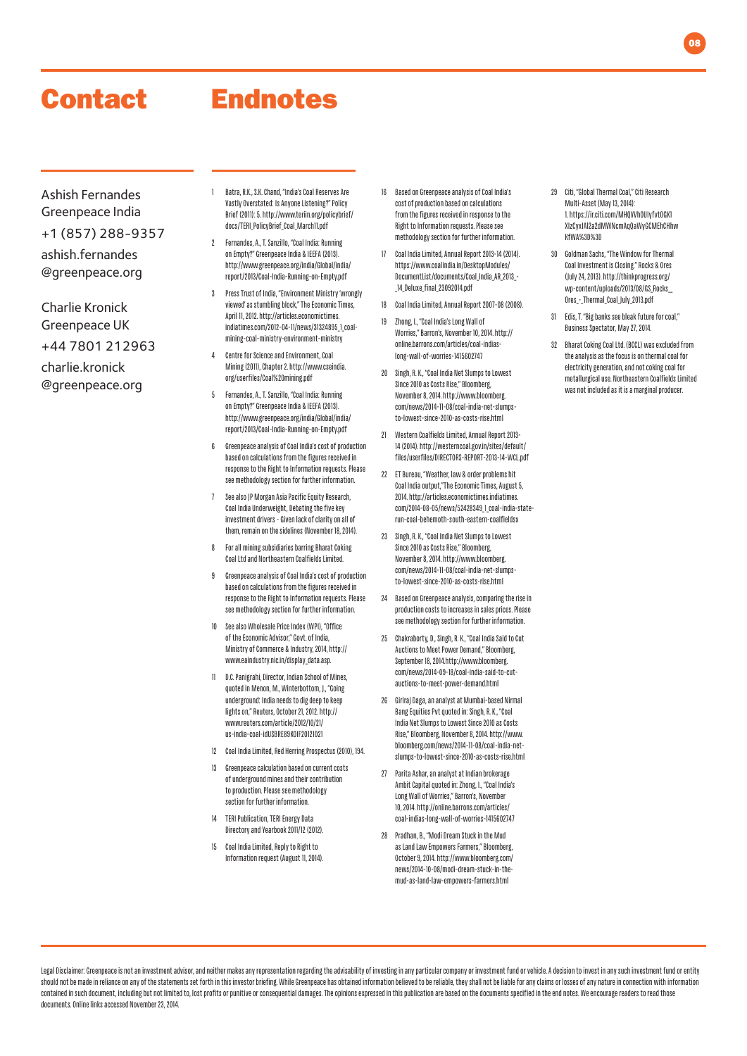# Contact

Ashish Fernandes
Greenpeace India
+1 (857) 288-9357
ashish.fernandes@greenpeace.org

Charlie Kronick
Greenpeace UK
+44 7801 212963
charlie.kronick@greenpeace.org

# Endnotes

1. Batra, R.K., S.K. Chand, "India's Coal Reserves Are Vastly Overstated: Is Anyone Listening?" Policy Brief (2011): 5. http://www.teriin.org/policybrief/docs/TERI_PolicyBrief_Coal_March11.pdf
2. Fernandes, A., T. Sanzillo, "Coal India: Running on Empty?" Greenpeace India & IEEFA (2013). http://www.greenpeace.org/india/Global/india/report/2013/Coal-India-Running-on-Empty.pdf
3. Press Trust of India, "Environment Ministry 'wrongly viewed' as stumbling block," The Economic Times, April 11, 2012. http://articles.economictimes.indiatimes.com/2012-04-11/news/31324895_1_coal-mining-coal-ministry-environment-ministry
4. Centre for Science and Environment, Coal Mining (2011), Chapter 2. http://www.cseindia.org/userfiles/Coal%20mining.pdf
5. Fernandes, A., T. Sanzillo, "Coal India: Running on Empty?" Greenpeace India & IEEFA (2013). http://www.greenpeace.org/india/Global/india/report/2013/Coal-India-Running-on-Empty.pdf
6. Greenpeace analysis of Coal India's cost of production based on calculations from the figures received in response to the Right to Information requests. Please see methodology section for further information.
7. See also JP Morgan Asia Pacific Equity Research, Coal India Underweight, Debating the five key investment drivers - Given lack of clarity on all of them, remain on the sidelines (November 18, 2014).
8. For all mining subsidiaries barring Bharat Coking Coal Ltd and Northeastern Coalfields Limited.
9. Greenpeace analysis of Coal India's cost of production based on calculations from the figures received in response to the Right to Information requests. Please see methodology section for further information.
10. See also Wholesale Price Index (WPI), "Office of the Economic Advisor," Govt. of India, Ministry of Commerce & Industry, 2014, http://www.eaindustry.nic.in/display_data.asp.
11. D.C. Panigrahi, Director, Indian School of Mines, quoted in Menon, M., Winterbottom, J., "Going underground: India needs to dig deep to keep lights on," Reuters, October 21, 2012. http://www.reuters.com/article/2012/10/21/us-india-coal-idUSBRE89K0IF20121021
12. Coal India Limited, Red Herring Prospectus (2010), 194.
13. Greenpeace calculation based on current costs of underground mines and their contribution to production. Please see methodology section for further information.
14. TERI Publication, TERI Energy Data Directory and Yearbook 2011/12 (2012).
15. Coal India Limited, Reply to Right to Information request (August 11, 2014).
16. Based on Greenpeace analysis of Coal India's cost of production based on calculations from the figures received in response to the Right to Information requests. Please see methodology section for further information.
17. Coal India Limited, Annual Report 2013-14 (2014). https://www.coalindia.in/DesktopModules/DocumentList/documents/Coal_India_AR_2013_-_14_Deluxe_final_23092014.pdf
18. Coal India Limited, Annual Report 2007-08 (2008).
19. Zhong, I., "Coal India's Long Wall of Worries," Barron's, November 10, 2014. http://online.barrons.com/articles/coal-indias-long-wall-of-worries-1415602747
20. Singh, R. K., "Coal India Net Slumps to Lowest Since 2010 as Costs Rise," Bloomberg, November 8, 2014. http://www.bloomberg.com/news/2014-11-08/coal-india-net-slumps-to-lowest-since-2010-as-costs-rise.html
21. Western Coalfields Limited, Annual Report 2013-14 (2014). http://westerncoal.gov.in/sites/default/files/userfiles/DIRECTORS-REPORT-2013-14-WCL.pdf
22. ET Bureau, "Weather, law & order problems hit Coal India output,"The Economic Times, August 5, 2014. http://articles.economictimes.indiatimes.com/2014-08-05/news/52428349_1_coal-india-state-run-coal-behemoth-south-eastern-coalfieldsx
23. Singh, R. K., "Coal India Net Slumps to Lowest Since 2010 as Costs Rise," Bloomberg, November 8, 2014. http://www.bloomberg.com/news/2014-11-08/coal-india-net-slumps-to-lowest-since-2010-as-costs-rise.html
24. Based on Greenpeace analysis, comparing the rise in production costs to increases in sales prices. Please see methodology section for further information.
25. Chakraborty, D., Singh, R. K., "Coal India Said to Cut Auctions to Meet Power Demand," Bloomberg, September 18, 2014.http://www.bloomberg.com/news/2014-09-18/coal-india-said-to-cut-auctions-to-meet-power-demand.html
26. Giriraj Daga, an analyst at Mumbai-based Nirmal Bang Equities Pvt quoted in: Singh, R. K., "Coal India Net Slumps to Lowest Since 2010 as Costs Rise," Bloomberg, November 8, 2014. http://www.bloomberg.com/news/2014-11-08/coal-india-net-slumps-to-lowest-since-2010-as-costs-rise.html
27. Parita Ashar, an analyst at Indian brokerage Ambit Capital quoted in: Zhong, I., "Coal India's Long Wall of Worries," Barron's, November 10, 2014. http://online.barrons.com/articles/coal-indias-long-wall-of-worries-1415602747
28. Pradhan, B., "Modi Dream Stuck in the Mud as Land Law Empowers Farmers," Bloomberg, October 9, 2014. http://www.bloomberg.com/news/2014-10-08/modi-dream-stuck-in-the-mud-as-land-law-empowers-farmers.html
29. Citi, "Global Thermal Coal," Citi Research Multi-Asset (May 13, 2014): 1. https://ir.citi.com/MHQVVh0UIyfvtOGK1XIzCyxIAl2a2dMWNcmAqQaWyGCMEhCHhwKfWA%3D%3D
30. Goldman Sachs, "The Window for Thermal Coal Investment is Closing," Rocks & Ores (July 24, 2013). http://thinkprogress.org/wp-content/uploads/2013/08/GS_Rocks_Ores_-_Thermal_Coal_July_2013.pdf
31. Edis, T. "Big banks see bleak future for coal," Business Spectator, May 27, 2014.
32. Bharat Coking Coal Ltd. (BCCL) was excluded from the analysis as the focus is on thermal coal for electricity generation, and not coking coal for metallurgical use. Northeastern Coalfields Limited was not included as it is a marginal producer.

Legal Disclaimer: Greenpeace is not an investment advisor, and neither makes any representation regarding the advisability of investing in any particular company or investment fund or vehicle. A decision to invest in any such investment fund or entity should not be made in reliance on any of the statements set forth in this investor briefing. While Greenpeace has obtained information believed to be reliable, they shall not be liable for any claims or losses of any nature in connection with information contained in such document, including but not limited to, lost profits or punitive or consequential damages. The opinions expressed in this publication are based on the documents specified in the end notes. We encourage readers to read those documents. Online links accessed November 23, 2014.